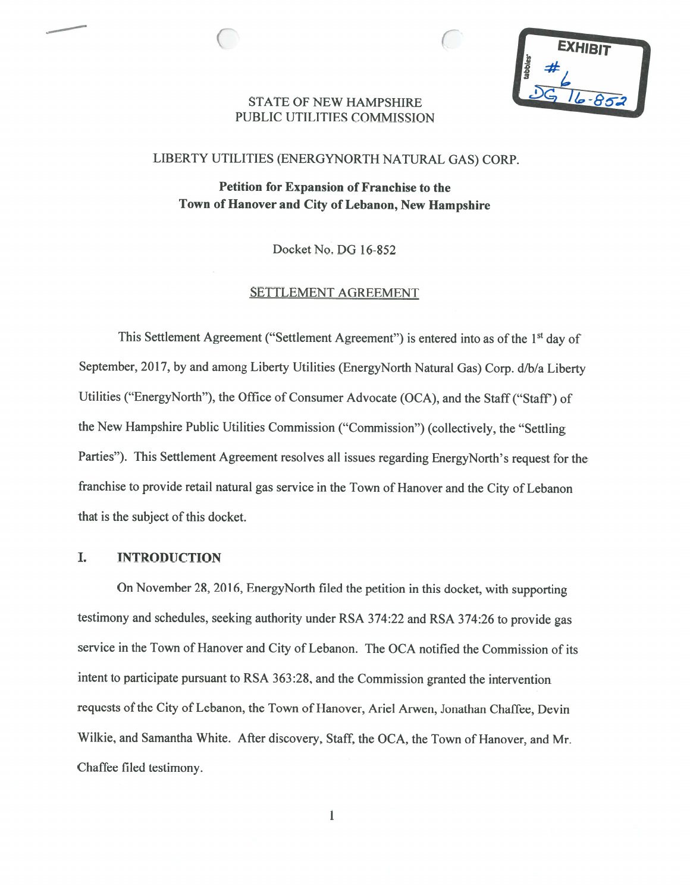STATE OF NEW HAMPSHIRE
PUBLIC UTILITIES COMMISSION

LIBERTY UTILITIES (ENERGYNORTH NATURAL GAS) CORP.

**Petition for Expansion of Franchise to the Town of Hanover and City of Lebanon, New Hampshire**

Docket No. DG 16-852

SETTLEMENT AGREEMENT

This Settlement Agreement ("Settlement Agreement") is entered into as of the 1st day of September, 2017, by and among Liberty Utilities (EnergyNorth Natural Gas) Corp. d/b/a Liberty Utilities ("EnergyNorth"), the Office of Consumer Advocate (OCA), and the Staff ("Staff") of the New Hampshire Public Utilities Commission ("Commission") (collectively, the "Settling Parties"). This Settlement Agreement resolves all issues regarding EnergyNorth's request for the franchise to provide retail natural gas service in the Town of Hanover and the City of Lebanon that is the subject of this docket.

## I. INTRODUCTION

On November 28, 2016, EnergyNorth filed the petition in this docket, with supporting testimony and schedules, seeking authority under RSA 374:22 and RSA 374:26 to provide gas service in the Town of Hanover and City of Lebanon. The OCA notified the Commission of its intent to participate pursuant to RSA 363:28, and the Commission granted the intervention requests of the City of Lebanon, the Town of Hanover, Ariel Arwen, Jonathan Chaffee, Devin Wilkie, and Samantha White. After discovery, Staff, the OCA, the Town of Hanover, and Mr. Chaffee filed testimony.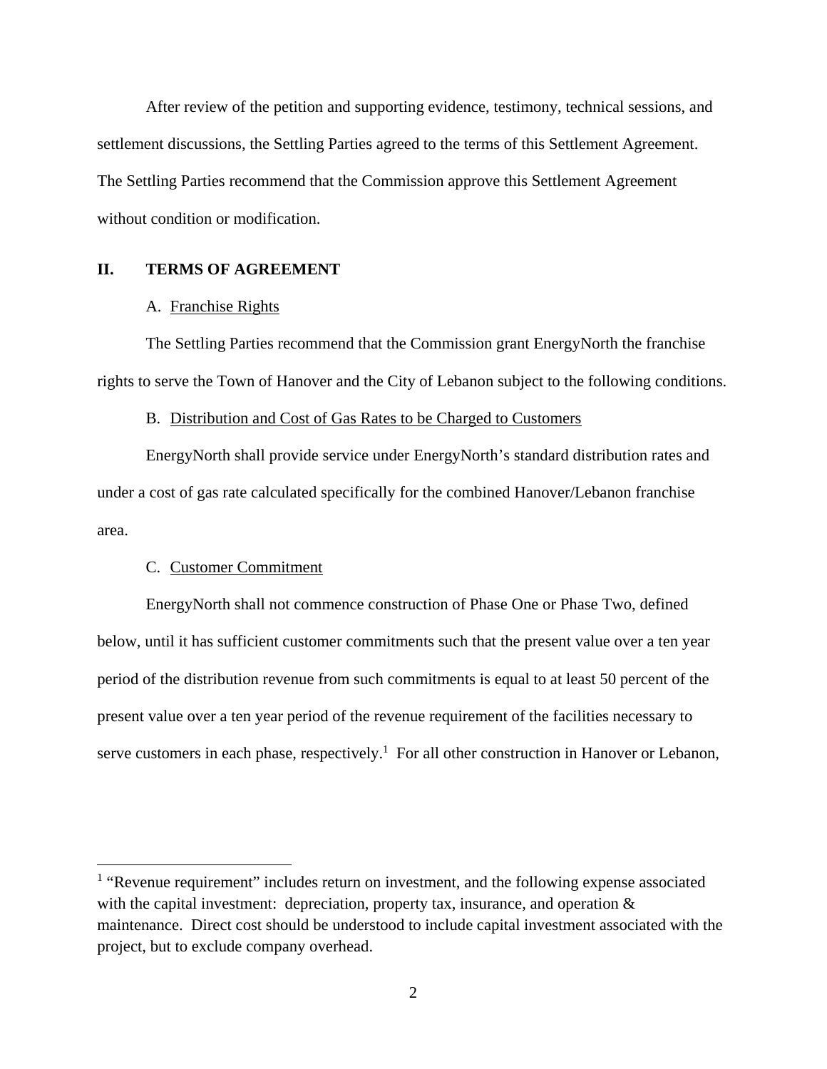After review of the petition and supporting evidence, testimony, technical sessions, and settlement discussions, the Settling Parties agreed to the terms of this Settlement Agreement. The Settling Parties recommend that the Commission approve this Settlement Agreement without condition or modification.

## II. TERMS OF AGREEMENT

### A. Franchise Rights

The Settling Parties recommend that the Commission grant EnergyNorth the franchise rights to serve the Town of Hanover and the City of Lebanon subject to the following conditions.

### B. Distribution and Cost of Gas Rates to be Charged to Customers

EnergyNorth shall provide service under EnergyNorth's standard distribution rates and under a cost of gas rate calculated specifically for the combined Hanover/Lebanon franchise area.

### C. Customer Commitment

EnergyNorth shall not commence construction of Phase One or Phase Two, defined below, until it has sufficient customer commitments such that the present value over a ten year period of the distribution revenue from such commitments is equal to at least 50 percent of the present value over a ten year period of the revenue requirement of the facilities necessary to serve customers in each phase, respectively.[1] For all other construction in Hanover or Lebanon,

[1] "Revenue requirement" includes return on investment, and the following expense associated with the capital investment: depreciation, property tax, insurance, and operation & maintenance. Direct cost should be understood to include capital investment associated with the project, but to exclude company overhead.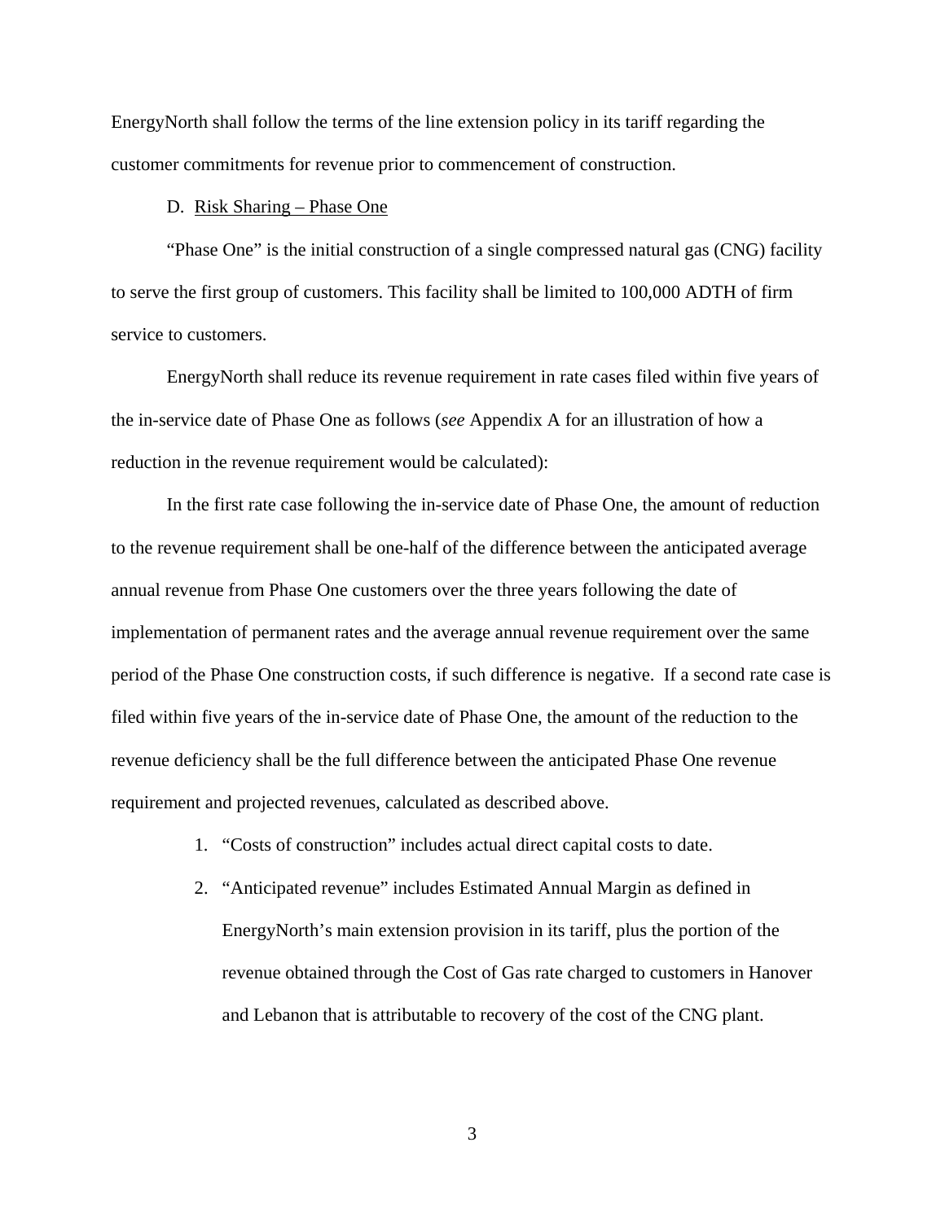EnergyNorth shall follow the terms of the line extension policy in its tariff regarding the customer commitments for revenue prior to commencement of construction.

D. <u>Risk Sharing – Phase One</u>

"Phase One" is the initial construction of a single compressed natural gas (CNG) facility to serve the first group of customers. This facility shall be limited to 100,000 ADTH of firm service to customers.

EnergyNorth shall reduce its revenue requirement in rate cases filed within five years of the in-service date of Phase One as follows (*see* Appendix A for an illustration of how a reduction in the revenue requirement would be calculated):

In the first rate case following the in-service date of Phase One, the amount of reduction to the revenue requirement shall be one-half of the difference between the anticipated average annual revenue from Phase One customers over the three years following the date of implementation of permanent rates and the average annual revenue requirement over the same period of the Phase One construction costs, if such difference is negative. If a second rate case is filed within five years of the in-service date of Phase One, the amount of the reduction to the revenue deficiency shall be the full difference between the anticipated Phase One revenue requirement and projected revenues, calculated as described above.

1. "Costs of construction" includes actual direct capital costs to date.
2. "Anticipated revenue" includes Estimated Annual Margin as defined in EnergyNorth's main extension provision in its tariff, plus the portion of the revenue obtained through the Cost of Gas rate charged to customers in Hanover and Lebanon that is attributable to recovery of the cost of the CNG plant.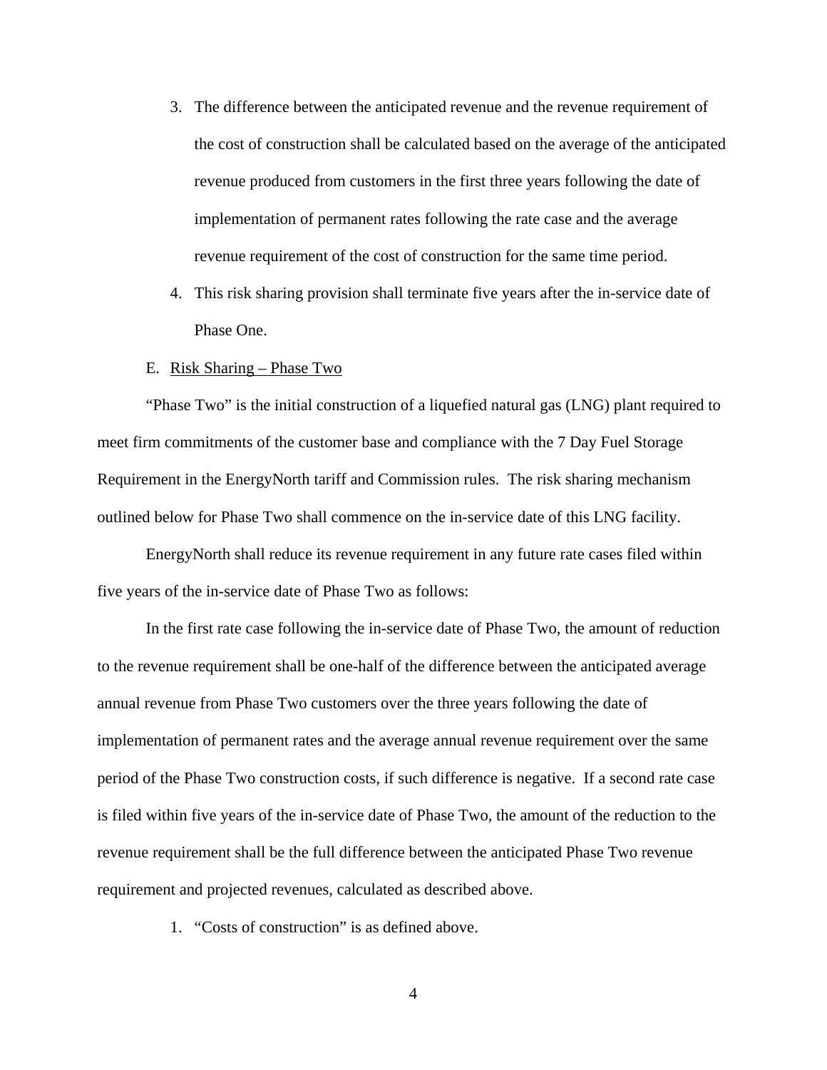3. The difference between the anticipated revenue and the revenue requirement of the cost of construction shall be calculated based on the average of the anticipated revenue produced from customers in the first three years following the date of implementation of permanent rates following the rate case and the average revenue requirement of the cost of construction for the same time period.
4. This risk sharing provision shall terminate five years after the in-service date of Phase One.

E. <u>Risk Sharing – Phase Two</u>

"Phase Two" is the initial construction of a liquefied natural gas (LNG) plant required to meet firm commitments of the customer base and compliance with the 7 Day Fuel Storage Requirement in the EnergyNorth tariff and Commission rules. The risk sharing mechanism outlined below for Phase Two shall commence on the in-service date of this LNG facility.

EnergyNorth shall reduce its revenue requirement in any future rate cases filed within five years of the in-service date of Phase Two as follows:

In the first rate case following the in-service date of Phase Two, the amount of reduction to the revenue requirement shall be one-half of the difference between the anticipated average annual revenue from Phase Two customers over the three years following the date of implementation of permanent rates and the average annual revenue requirement over the same period of the Phase Two construction costs, if such difference is negative. If a second rate case is filed within five years of the in-service date of Phase Two, the amount of the reduction to the revenue requirement shall be the full difference between the anticipated Phase Two revenue requirement and projected revenues, calculated as described above.

1. "Costs of construction" is as defined above.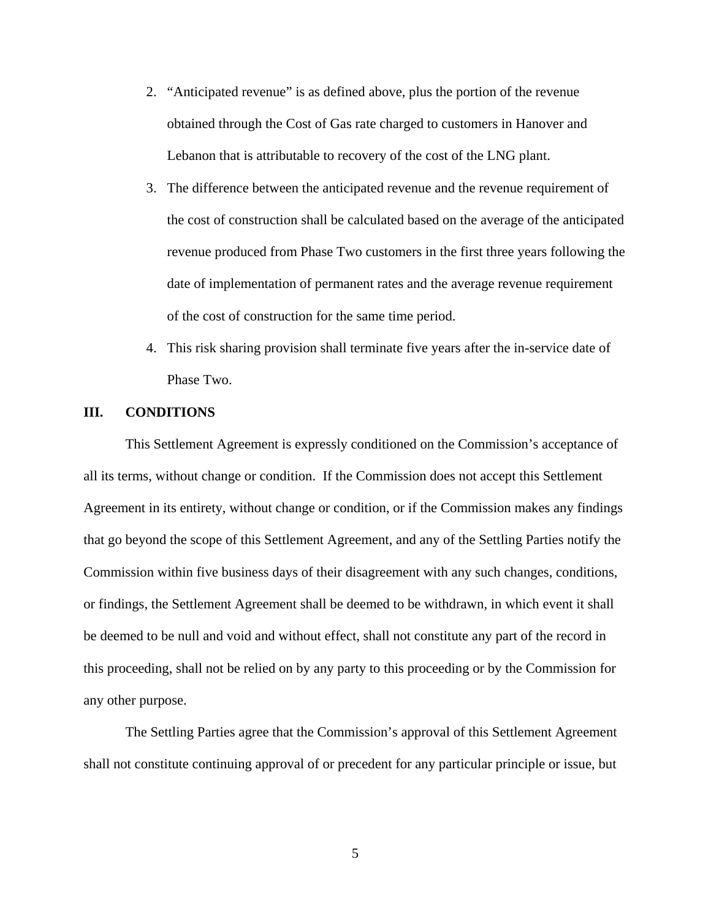2. "Anticipated revenue" is as defined above, plus the portion of the revenue obtained through the Cost of Gas rate charged to customers in Hanover and Lebanon that is attributable to recovery of the cost of the LNG plant.
3. The difference between the anticipated revenue and the revenue requirement of the cost of construction shall be calculated based on the average of the anticipated revenue produced from Phase Two customers in the first three years following the date of implementation of permanent rates and the average revenue requirement of the cost of construction for the same time period.
4. This risk sharing provision shall terminate five years after the in-service date of Phase Two.

## III. CONDITIONS

This Settlement Agreement is expressly conditioned on the Commission's acceptance of all its terms, without change or condition. If the Commission does not accept this Settlement Agreement in its entirety, without change or condition, or if the Commission makes any findings that go beyond the scope of this Settlement Agreement, and any of the Settling Parties notify the Commission within five business days of their disagreement with any such changes, conditions, or findings, the Settlement Agreement shall be deemed to be withdrawn, in which event it shall be deemed to be null and void and without effect, shall not constitute any part of the record in this proceeding, shall not be relied on by any party to this proceeding or by the Commission for any other purpose.

The Settling Parties agree that the Commission's approval of this Settlement Agreement shall not constitute continuing approval of or precedent for any particular principle or issue, but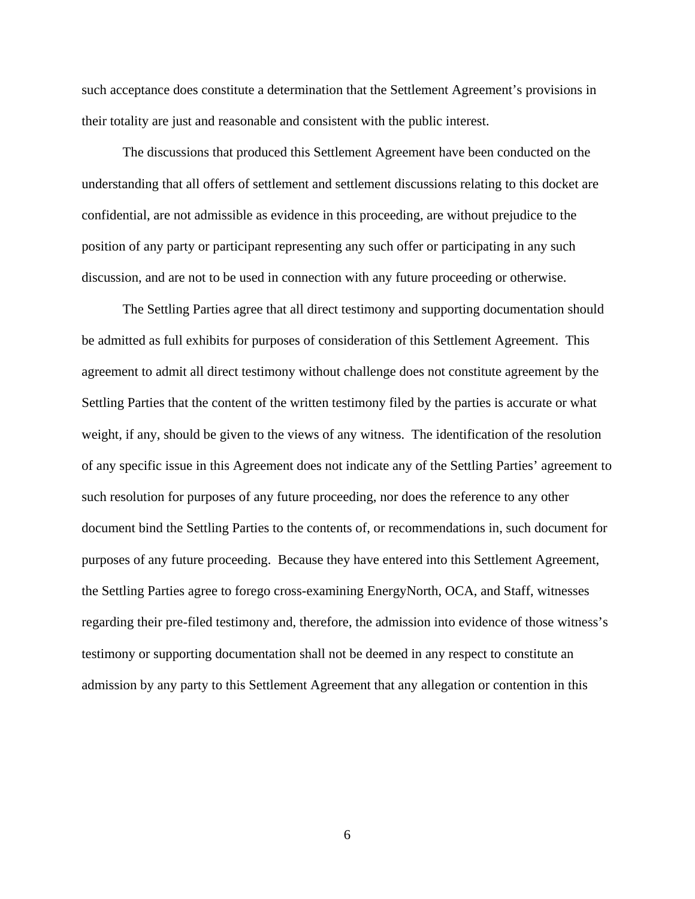such acceptance does constitute a determination that the Settlement Agreement's provisions in their totality are just and reasonable and consistent with the public interest.

The discussions that produced this Settlement Agreement have been conducted on the understanding that all offers of settlement and settlement discussions relating to this docket are confidential, are not admissible as evidence in this proceeding, are without prejudice to the position of any party or participant representing any such offer or participating in any such discussion, and are not to be used in connection with any future proceeding or otherwise.

The Settling Parties agree that all direct testimony and supporting documentation should be admitted as full exhibits for purposes of consideration of this Settlement Agreement. This agreement to admit all direct testimony without challenge does not constitute agreement by the Settling Parties that the content of the written testimony filed by the parties is accurate or what weight, if any, should be given to the views of any witness. The identification of the resolution of any specific issue in this Agreement does not indicate any of the Settling Parties' agreement to such resolution for purposes of any future proceeding, nor does the reference to any other document bind the Settling Parties to the contents of, or recommendations in, such document for purposes of any future proceeding. Because they have entered into this Settlement Agreement, the Settling Parties agree to forego cross-examining EnergyNorth, OCA, and Staff, witnesses regarding their pre-filed testimony and, therefore, the admission into evidence of those witness's testimony or supporting documentation shall not be deemed in any respect to constitute an admission by any party to this Settlement Agreement that any allegation or contention in this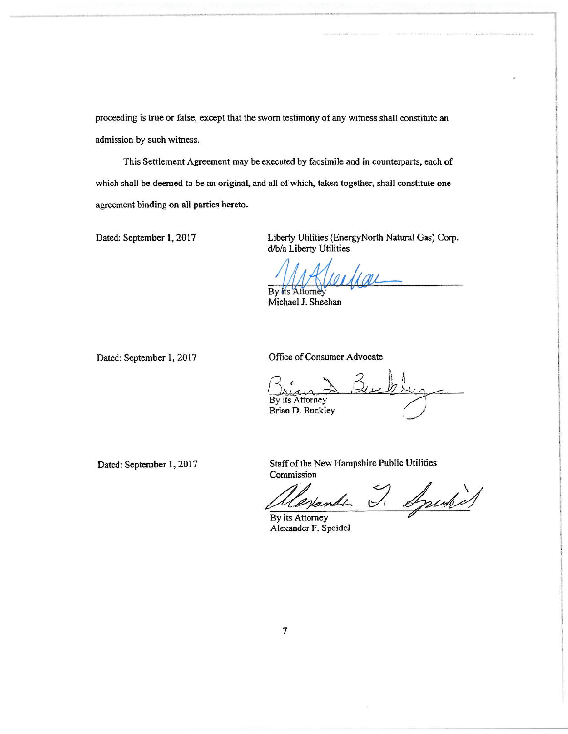proceeding is true or false, except that the sworn testimony of any witness shall constitute an admission by such witness.

This Settlement Agreement may be executed by facsimile and in counterparts, each of which shall be deemed to be an original, and all of which, taken together, shall constitute one agreement binding on all parties hereto.

Dated: September 1, 2017

Liberty Utilities (EnergyNorth Natural Gas) Corp.
d/b/a Liberty Utilities

By its Attorney
Michael J. Sheehan

Dated: September 1, 2017

Office of Consumer Advocate

By its Attorney
Brian D. Buckley

Dated: September 1, 2017

Staff of the New Hampshire Public Utilities Commission

By its Attorney
Alexander F. Speidel